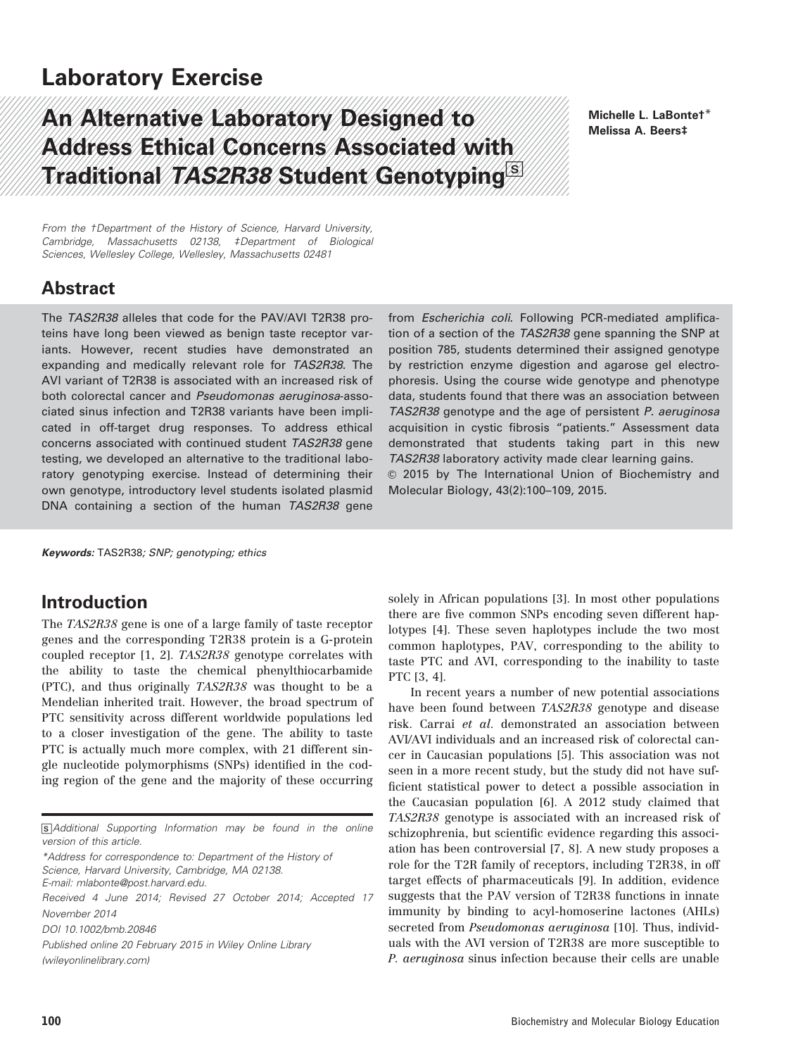## Laboratory Exercise

# An Alternative Laboratory Designed to Address Ethical Concerns Associated with Traditional *TAS2R38* Student Genotyping[S]

**Michelle L. LaBonte†*
Melissa A. Beers‡**

*From the †Department of the History of Science, Harvard University, Cambridge, Massachusetts 02138, ‡Department of Biological Sciences, Wellesley College, Wellesley, Massachusetts 02481*

## Abstract

The *TAS2R38* alleles that code for the PAV/AVI T2R38 proteins have long been viewed as benign taste receptor variants. However, recent studies have demonstrated an expanding and medically relevant role for *TAS2R38*. The AVI variant of T2R38 is associated with an increased risk of both colorectal cancer and *Pseudomonas aeruginosa*-associated sinus infection and T2R38 variants have been implicated in off-target drug responses. To address ethical concerns associated with continued student *TAS2R38* gene testing, we developed an alternative to the traditional laboratory genotyping exercise. Instead of determining their own genotype, introductory level students isolated plasmid DNA containing a section of the human *TAS2R38* gene from *Escherichia coli*. Following PCR-mediated amplification of a section of the *TAS2R38* gene spanning the SNP at position 785, students determined their assigned genotype by restriction enzyme digestion and agarose gel electrophoresis. Using the course wide genotype and phenotype data, students found that there was an association between *TAS2R38* genotype and the age of persistent *P. aeruginosa* acquisition in cystic fibrosis "patients." Assessment data demonstrated that students taking part in this new *TAS2R38* laboratory activity made clear learning gains.
© 2015 by The International Union of Biochemistry and Molecular Biology, 43(2):100–109, 2015.

***Keywords:*** TAS2R38*; SNP; genotyping; ethics*

## Introduction

The *TAS2R38* gene is one of a large family of taste receptor genes and the corresponding T2R38 protein is a G-protein coupled receptor [1, 2]. *TAS2R38* genotype correlates with the ability to taste the chemical phenylthiocarbamide (PTC), and thus originally *TAS2R38* was thought to be a Mendelian inherited trait. However, the broad spectrum of PTC sensitivity across different worldwide populations led to a closer investigation of the gene. The ability to taste PTC is actually much more complex, with 21 different single nucleotide polymorphisms (SNPs) identified in the coding region of the gene and the majority of these occurring solely in African populations [3]. In most other populations there are five common SNPs encoding seven different haplotypes [4]. These seven haplotypes include the two most common haplotypes, PAV, corresponding to the ability to taste PTC and AVI, corresponding to the inability to taste PTC [3, 4].

In recent years a number of new potential associations have been found between *TAS2R38* genotype and disease risk. Carrai *et al.* demonstrated an association between AVI/AVI individuals and an increased risk of colorectal cancer in Caucasian populations [5]. This association was not seen in a more recent study, but the study did not have sufficient statistical power to detect a possible association in the Caucasian population [6]. A 2012 study claimed that *TAS2R38* genotype is associated with an increased risk of schizophrenia, but scientific evidence regarding this association has been controversial [7, 8]. A new study proposes a role for the T2R family of receptors, including T2R38, in off target effects of pharmaceuticals [9]. In addition, evidence suggests that the PAV version of T2R38 functions in innate immunity by binding to acyl-homoserine lactones (AHLs) secreted from *Pseudomonas aeruginosa* [10]. Thus, individuals with the AVI version of T2R38 are more susceptible to *P. aeruginosa* sinus infection because their cells are unable

---

[S] *Additional Supporting Information may be found in the online version of this article.*

*\*Address for correspondence to: Department of the History of Science, Harvard University, Cambridge, MA 02138.
E-mail: mlabonte@post.harvard.edu.*

*Received 4 June 2014; Revised 27 October 2014; Accepted 17 November 2014*

*DOI 10.1002/bmb.20846*

*Published online 20 February 2015 in Wiley Online Library (wileyonlinelibrary.com)*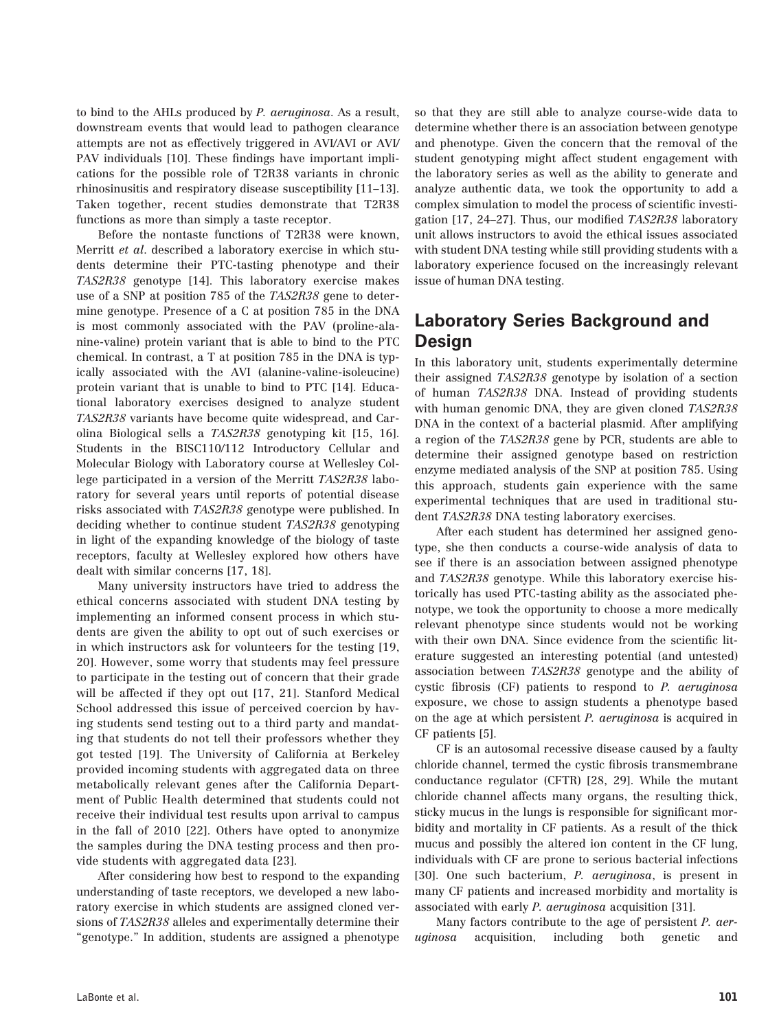to bind to the AHLs produced by *P. aeruginosa*. As a result, downstream events that would lead to pathogen clearance attempts are not as effectively triggered in AVI/AVI or AVI/PAV individuals [10]. These findings have important implications for the possible role of T2R38 variants in chronic rhinosinusitis and respiratory disease susceptibility [11–13]. Taken together, recent studies demonstrate that T2R38 functions as more than simply a taste receptor.

Before the nontaste functions of T2R38 were known, Merritt *et al.* described a laboratory exercise in which students determine their PTC-tasting phenotype and their *TAS2R38* genotype [14]. This laboratory exercise makes use of a SNP at position 785 of the *TAS2R38* gene to determine genotype. Presence of a C at position 785 in the DNA is most commonly associated with the PAV (proline-alanine-valine) protein variant that is able to bind to the PTC chemical. In contrast, a T at position 785 in the DNA is typically associated with the AVI (alanine-valine-isoleucine) protein variant that is unable to bind to PTC [14]. Educational laboratory exercises designed to analyze student *TAS2R38* variants have become quite widespread, and Carolina Biological sells a *TAS2R38* genotyping kit [15, 16]. Students in the BISC110/112 Introductory Cellular and Molecular Biology with Laboratory course at Wellesley College participated in a version of the Merritt *TAS2R38* laboratory for several years until reports of potential disease risks associated with *TAS2R38* genotype were published. In deciding whether to continue student *TAS2R38* genotyping in light of the expanding knowledge of the biology of taste receptors, faculty at Wellesley explored how others have dealt with similar concerns [17, 18].

Many university instructors have tried to address the ethical concerns associated with student DNA testing by implementing an informed consent process in which students are given the ability to opt out of such exercises or in which instructors ask for volunteers for the testing [19, 20]. However, some worry that students may feel pressure to participate in the testing out of concern that their grade will be affected if they opt out [17, 21]. Stanford Medical School addressed this issue of perceived coercion by having students send testing out to a third party and mandating that students do not tell their professors whether they got tested [19]. The University of California at Berkeley provided incoming students with aggregated data on three metabolically relevant genes after the California Department of Public Health determined that students could not receive their individual test results upon arrival to campus in the fall of 2010 [22]. Others have opted to anonymize the samples during the DNA testing process and then provide students with aggregated data [23].

After considering how best to respond to the expanding understanding of taste receptors, we developed a new laboratory exercise in which students are assigned cloned versions of *TAS2R38* alleles and experimentally determine their "genotype." In addition, students are assigned a phenotype so that they are still able to analyze course-wide data to determine whether there is an association between genotype and phenotype. Given the concern that the removal of the student genotyping might affect student engagement with the laboratory series as well as the ability to generate and analyze authentic data, we took the opportunity to add a complex simulation to model the process of scientific investigation [17, 24–27]. Thus, our modified *TAS2R38* laboratory unit allows instructors to avoid the ethical issues associated with student DNA testing while still providing students with a laboratory experience focused on the increasingly relevant issue of human DNA testing.

## Laboratory Series Background and Design

In this laboratory unit, students experimentally determine their assigned *TAS2R38* genotype by isolation of a section of human *TAS2R38* DNA. Instead of providing students with human genomic DNA, they are given cloned *TAS2R38* DNA in the context of a bacterial plasmid. After amplifying a region of the *TAS2R38* gene by PCR, students are able to determine their assigned genotype based on restriction enzyme mediated analysis of the SNP at position 785. Using this approach, students gain experience with the same experimental techniques that are used in traditional student *TAS2R38* DNA testing laboratory exercises.

After each student has determined her assigned genotype, she then conducts a course-wide analysis of data to see if there is an association between assigned phenotype and *TAS2R38* genotype. While this laboratory exercise historically has used PTC-tasting ability as the associated phenotype, we took the opportunity to choose a more medically relevant phenotype since students would not be working with their own DNA. Since evidence from the scientific literature suggested an interesting potential (and untested) association between *TAS2R38* genotype and the ability of cystic fibrosis (CF) patients to respond to *P. aeruginosa* exposure, we chose to assign students a phenotype based on the age at which persistent *P. aeruginosa* is acquired in CF patients [5].

CF is an autosomal recessive disease caused by a faulty chloride channel, termed the cystic fibrosis transmembrane conductance regulator (CFTR) [28, 29]. While the mutant chloride channel affects many organs, the resulting thick, sticky mucus in the lungs is responsible for significant morbidity and mortality in CF patients. As a result of the thick mucus and possibly the altered ion content in the CF lung, individuals with CF are prone to serious bacterial infections [30]. One such bacterium, *P. aeruginosa*, is present in many CF patients and increased morbidity and mortality is associated with early *P. aeruginosa* acquisition [31].

Many factors contribute to the age of persistent *P. aeruginosa* acquisition, including both genetic and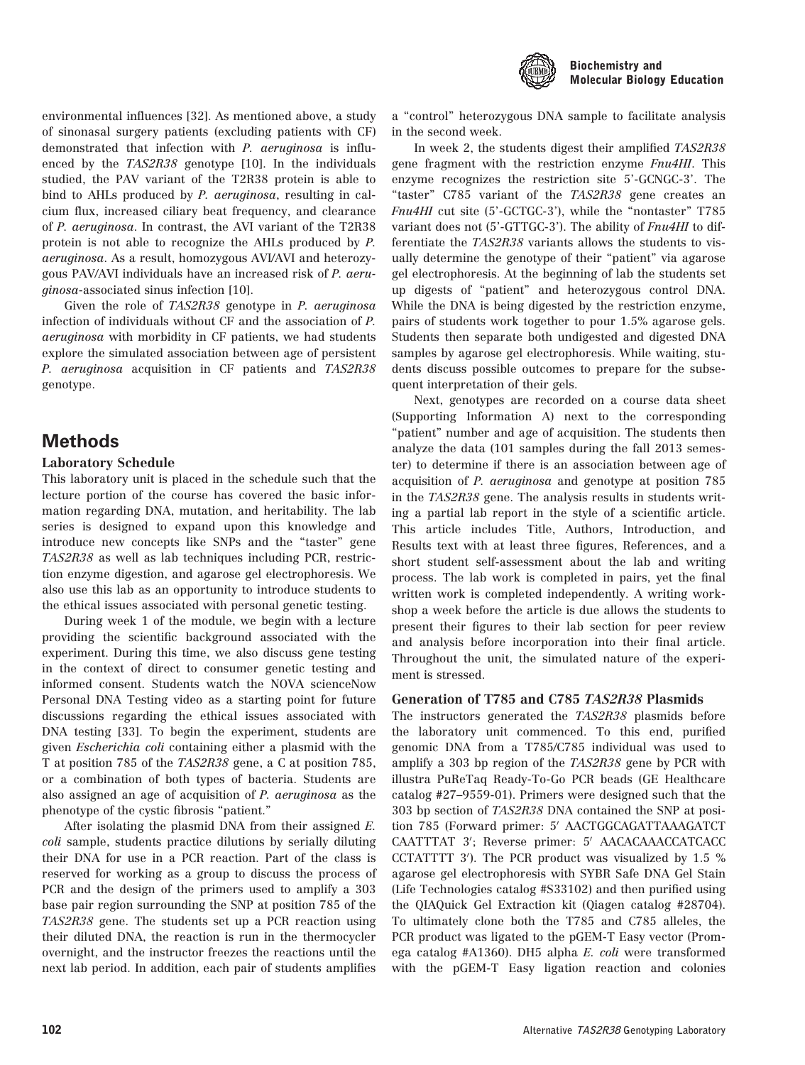environmental influences [32]. As mentioned above, a study of sinonasal surgery patients (excluding patients with CF) demonstrated that infection with *P. aeruginosa* is influenced by the *TAS2R38* genotype [10]. In the individuals studied, the PAV variant of the T2R38 protein is able to bind to AHLs produced by *P. aeruginosa*, resulting in calcium flux, increased ciliary beat frequency, and clearance of *P. aeruginosa*. In contrast, the AVI variant of the T2R38 protein is not able to recognize the AHLs produced by *P. aeruginosa*. As a result, homozygous AVI/AVI and heterozygous PAV/AVI individuals have an increased risk of *P. aeruginosa*-associated sinus infection [10].

Given the role of *TAS2R38* genotype in *P. aeruginosa* infection of individuals without CF and the association of *P. aeruginosa* with morbidity in CF patients, we had students explore the simulated association between age of persistent *P. aeruginosa* acquisition in CF patients and *TAS2R38* genotype.

## Methods

### Laboratory Schedule

This laboratory unit is placed in the schedule such that the lecture portion of the course has covered the basic information regarding DNA, mutation, and heritability. The lab series is designed to expand upon this knowledge and introduce new concepts like SNPs and the "taster" gene *TAS2R38* as well as lab techniques including PCR, restriction enzyme digestion, and agarose gel electrophoresis. We also use this lab as an opportunity to introduce students to the ethical issues associated with personal genetic testing.

During week 1 of the module, we begin with a lecture providing the scientific background associated with the experiment. During this time, we also discuss gene testing in the context of direct to consumer genetic testing and informed consent. Students watch the NOVA scienceNow Personal DNA Testing video as a starting point for future discussions regarding the ethical issues associated with DNA testing [33]. To begin the experiment, students are given *Escherichia coli* containing either a plasmid with the T at position 785 of the *TAS2R38* gene, a C at position 785, or a combination of both types of bacteria. Students are also assigned an age of acquisition of *P. aeruginosa* as the phenotype of the cystic fibrosis "patient."

After isolating the plasmid DNA from their assigned *E. coli* sample, students practice dilutions by serially diluting their DNA for use in a PCR reaction. Part of the class is reserved for working as a group to discuss the process of PCR and the design of the primers used to amplify a 303 base pair region surrounding the SNP at position 785 of the *TAS2R38* gene. The students set up a PCR reaction using their diluted DNA, the reaction is run in the thermocycler overnight, and the instructor freezes the reactions until the next lab period. In addition, each pair of students amplifies a "control" heterozygous DNA sample to facilitate analysis in the second week.

In week 2, the students digest their amplified *TAS2R38* gene fragment with the restriction enzyme *Fnu4HI*. This enzyme recognizes the restriction site 5'-GCNGC-3'. The "taster" C785 variant of the *TAS2R38* gene creates an *Fnu4HI* cut site (5'-GCTGC-3'), while the "nontaster" T785 variant does not (5'-GTTGC-3'). The ability of *Fnu4HI* to differentiate the *TAS2R38* variants allows the students to visually determine the genotype of their "patient" via agarose gel electrophoresis. At the beginning of lab the students set up digests of "patient" and heterozygous control DNA. While the DNA is being digested by the restriction enzyme, pairs of students work together to pour 1.5% agarose gels. Students then separate both undigested and digested DNA samples by agarose gel electrophoresis. While waiting, students discuss possible outcomes to prepare for the subsequent interpretation of their gels.

Next, genotypes are recorded on a course data sheet (Supporting Information A) next to the corresponding "patient" number and age of acquisition. The students then analyze the data (101 samples during the fall 2013 semester) to determine if there is an association between age of acquisition of *P. aeruginosa* and genotype at position 785 in the *TAS2R38* gene. The analysis results in students writing a partial lab report in the style of a scientific article. This article includes Title, Authors, Introduction, and Results text with at least three figures, References, and a short student self-assessment about the lab and writing process. The lab work is completed in pairs, yet the final written work is completed independently. A writing workshop a week before the article is due allows the students to present their figures to their lab section for peer review and analysis before incorporation into their final article. Throughout the unit, the simulated nature of the experiment is stressed.

### Generation of T785 and C785 *TAS2R38* Plasmids

The instructors generated the *TAS2R38* plasmids before the laboratory unit commenced. To this end, purified genomic DNA from a T785/C785 individual was used to amplify a 303 bp region of the *TAS2R38* gene by PCR with illustra PuReTaq Ready-To-Go PCR beads (GE Healthcare catalog #27–9559-01). Primers were designed such that the 303 bp section of *TAS2R38* DNA contained the SNP at position 785 (Forward primer: 5′ AACTGGCAGATTAAAGATCT CAATTTAT 3′; Reverse primer: 5′ AACACAAACCATCACC CCTATTTT 3′). The PCR product was visualized by 1.5 % agarose gel electrophoresis with SYBR Safe DNA Gel Stain (Life Technologies catalog #S33102) and then purified using the QIAQuick Gel Extraction kit (Qiagen catalog #28704). To ultimately clone both the T785 and C785 alleles, the PCR product was ligated to the pGEM-T Easy vector (Promega catalog #A1360). DH5 alpha *E. coli* were transformed with the pGEM-T Easy ligation reaction and colonies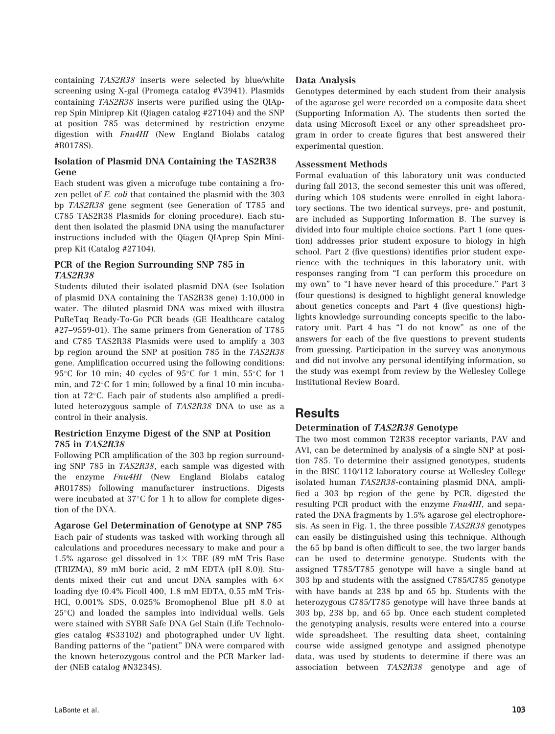containing *TAS2R38* inserts were selected by blue/white screening using X-gal (Promega catalog #V3941). Plasmids containing *TAS2R38* inserts were purified using the QIAprep Spin Miniprep Kit (Qiagen catalog #27104) and the SNP at position 785 was determined by restriction enzyme digestion with *Fnu4HI* (New England Biolabs catalog #R0178S).

### Isolation of Plasmid DNA Containing the TAS2R38 Gene

Each student was given a microfuge tube containing a frozen pellet of *E. coli* that contained the plasmid with the 303 bp *TAS2R38* gene segment (see Generation of T785 and C785 TAS2R38 Plasmids for cloning procedure). Each student then isolated the plasmid DNA using the manufacturer instructions included with the Qiagen QIAprep Spin Miniprep Kit (Catalog #27104).

### PCR of the Region Surrounding SNP 785 in *TAS2R38*

Students diluted their isolated plasmid DNA (see Isolation of plasmid DNA containing the TAS2R38 gene) 1:10,000 in water. The diluted plasmid DNA was mixed with illustra PuReTaq Ready-To-Go PCR beads (GE Healthcare catalog #27–9559-01). The same primers from Generation of T785 and C785 TAS2R38 Plasmids were used to amplify a 303 bp region around the SNP at position 785 in the *TAS2R38* gene. Amplification occurred using the following conditions: 95°C for 10 min; 40 cycles of 95°C for 1 min, 55°C for 1 min, and 72°C for 1 min; followed by a final 10 min incubation at 72°C. Each pair of students also amplified a prediluted heterozygous sample of *TAS2R38* DNA to use as a control in their analysis.

### Restriction Enzyme Digest of the SNP at Position 785 in *TAS2R38*

Following PCR amplification of the 303 bp region surrounding SNP 785 in *TAS2R38*, each sample was digested with the enzyme *Fnu4HI* (New England Biolabs catalog #R0178S) following manufacturer instructions. Digests were incubated at 37°C for 1 h to allow for complete digestion of the DNA.

### Agarose Gel Determination of Genotype at SNP 785

Each pair of students was tasked with working through all calculations and procedures necessary to make and pour a 1.5% agarose gel dissolved in 1× TBE (89 mM Tris Base (TRIZMA), 89 mM boric acid, 2 mM EDTA (pH 8.0)). Students mixed their cut and uncut DNA samples with 6× loading dye (0.4% Ficoll 400, 1.8 mM EDTA, 0.55 mM Tris-HCl, 0.001% SDS, 0.025% Bromophenol Blue pH 8.0 at 25°C) and loaded the samples into individual wells. Gels were stained with SYBR Safe DNA Gel Stain (Life Technologies catalog #S33102) and photographed under UV light. Banding patterns of the "patient" DNA were compared with the known heterozygous control and the PCR Marker ladder (NEB catalog #N3234S).

### Data Analysis

Genotypes determined by each student from their analysis of the agarose gel were recorded on a composite data sheet (Supporting Information A). The students then sorted the data using Microsoft Excel or any other spreadsheet program in order to create figures that best answered their experimental question.

### Assessment Methods

Formal evaluation of this laboratory unit was conducted during fall 2013, the second semester this unit was offered, during which 108 students were enrolled in eight laboratory sections. The two identical surveys, pre- and postunit, are included as Supporting Information B. The survey is divided into four multiple choice sections. Part 1 (one question) addresses prior student exposure to biology in high school. Part 2 (five questions) identifies prior student experience with the techniques in this laboratory unit, with responses ranging from "I can perform this procedure on my own" to "I have never heard of this procedure." Part 3 (four questions) is designed to highlight general knowledge about genetics concepts and Part 4 (five questions) highlights knowledge surrounding concepts specific to the laboratory unit. Part 4 has "I do not know" as one of the answers for each of the five questions to prevent students from guessing. Participation in the survey was anonymous and did not involve any personal identifying information, so the study was exempt from review by the Wellesley College Institutional Review Board.

## Results

### Determination of *TAS2R38* Genotype

The two most common T2R38 receptor variants, PAV and AVI, can be determined by analysis of a single SNP at position 785. To determine their assigned genotypes, students in the BISC 110/112 laboratory course at Wellesley College isolated human *TAS2R38*-containing plasmid DNA, amplified a 303 bp region of the gene by PCR, digested the resulting PCR product with the enzyme *Fnu4HI*, and separated the DNA fragments by 1.5% agarose gel electrophoresis. As seen in Fig. 1, the three possible *TAS2R38* genotypes can easily be distinguished using this technique. Although the 65 bp band is often difficult to see, the two larger bands can be used to determine genotype. Students with the assigned T785/T785 genotype will have a single band at 303 bp and students with the assigned C785/C785 genotype with have bands at 238 bp and 65 bp. Students with the heterozygous C785/T785 genotype will have three bands at 303 bp, 238 bp, and 65 bp. Once each student completed the genotyping analysis, results were entered into a course wide spreadsheet. The resulting data sheet, containing course wide assigned genotype and assigned phenotype data, was used by students to determine if there was an association between *TAS2R38* genotype and age of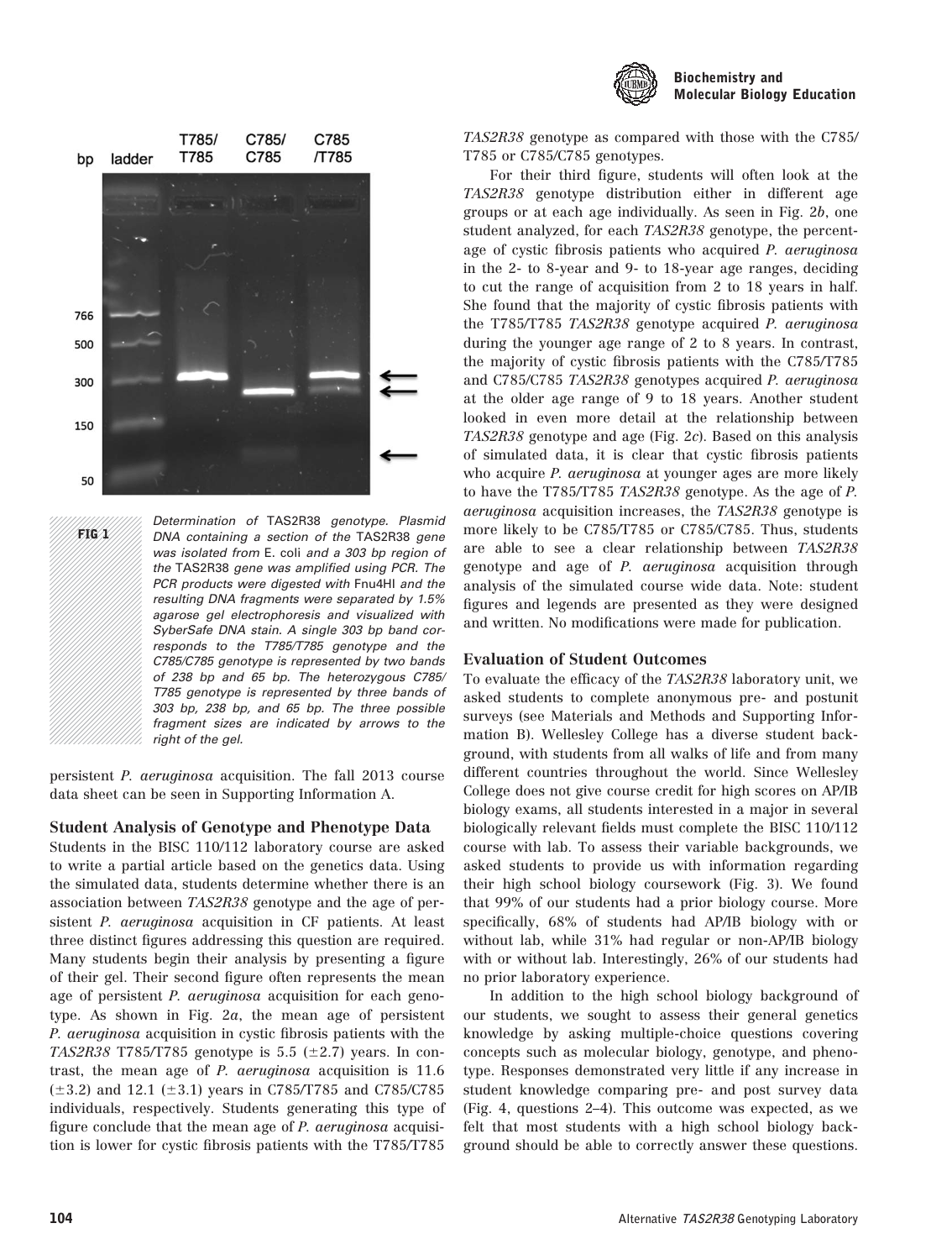FIG 1 *Determination of* TAS2R38 *genotype. Plasmid DNA containing a section of the* TAS2R38 *gene was isolated from* E. coli *and a 303 bp region of the* TAS2R38 *gene was amplified using PCR. The PCR products were digested with* Fnu4HI *and the resulting DNA fragments were separated by 1.5% agarose gel electrophoresis and visualized with SyberSafe DNA stain. A single 303 bp band corresponds to the T785/T785 genotype and the C785/C785 genotype is represented by two bands of 238 bp and 65 bp. The heterozygous C785/T785 genotype is represented by three bands of 303 bp, 238 bp, and 65 bp. The three possible fragment sizes are indicated by arrows to the right of the gel.*

persistent *P. aeruginosa* acquisition. The fall 2013 course data sheet can be seen in Supporting Information A.

### Student Analysis of Genotype and Phenotype Data

Students in the BISC 110/112 laboratory course are asked to write a partial article based on the genetics data. Using the simulated data, students determine whether there is an association between *TAS2R38* genotype and the age of persistent *P. aeruginosa* acquisition in CF patients. At least three distinct figures addressing this question are required. Many students begin their analysis by presenting a figure of their gel. Their second figure often represents the mean age of persistent *P. aeruginosa* acquisition for each genotype. As shown in Fig. 2*a*, the mean age of persistent *P. aeruginosa* acquisition in cystic fibrosis patients with the *TAS2R38* T785/T785 genotype is 5.5 (±2.7) years. In contrast, the mean age of *P. aeruginosa* acquisition is 11.6 (±3.2) and 12.1 (±3.1) years in C785/T785 and C785/C785 individuals, respectively. Students generating this type of figure conclude that the mean age of *P. aeruginosa* acquisition is lower for cystic fibrosis patients with the T785/T785 *TAS2R38* genotype as compared with those with the C785/T785 or C785/C785 genotypes.

For their third figure, students will often look at the *TAS2R38* genotype distribution either in different age groups or at each age individually. As seen in Fig. 2*b*, one student analyzed, for each *TAS2R38* genotype, the percentage of cystic fibrosis patients who acquired *P. aeruginosa* in the 2- to 8-year and 9- to 18-year age ranges, deciding to cut the range of acquisition from 2 to 18 years in half. She found that the majority of cystic fibrosis patients with the T785/T785 *TAS2R38* genotype acquired *P. aeruginosa* during the younger age range of 2 to 8 years. In contrast, the majority of cystic fibrosis patients with the C785/T785 and C785/C785 *TAS2R38* genotypes acquired *P. aeruginosa* at the older age range of 9 to 18 years. Another student looked in even more detail at the relationship between *TAS2R38* genotype and age (Fig. 2*c*). Based on this analysis of simulated data, it is clear that cystic fibrosis patients who acquire *P. aeruginosa* at younger ages are more likely to have the T785/T785 *TAS2R38* genotype. As the age of *P. aeruginosa* acquisition increases, the *TAS2R38* genotype is more likely to be C785/T785 or C785/C785. Thus, students are able to see a clear relationship between *TAS2R38* genotype and age of *P. aeruginosa* acquisition through analysis of the simulated course wide data. Note: student figures and legends are presented as they were designed and written. No modifications were made for publication.

### Evaluation of Student Outcomes

To evaluate the efficacy of the *TAS2R38* laboratory unit, we asked students to complete anonymous pre- and postunit surveys (see Materials and Methods and Supporting Information B). Wellesley College has a diverse student background, with students from all walks of life and from many different countries throughout the world. Since Wellesley College does not give course credit for high scores on AP/IB biology exams, all students interested in a major in several biologically relevant fields must complete the BISC 110/112 course with lab. To assess their variable backgrounds, we asked students to provide us with information regarding their high school biology coursework (Fig. 3). We found that 99% of our students had a prior biology course. More specifically, 68% of students had AP/IB biology with or without lab, while 31% had regular or non-AP/IB biology with or without lab. Interestingly, 26% of our students had no prior laboratory experience.

In addition to the high school biology background of our students, we sought to assess their general genetics knowledge by asking multiple-choice questions covering concepts such as molecular biology, genotype, and phenotype. Responses demonstrated very little if any increase in student knowledge comparing pre- and post survey data (Fig. 4, questions 2–4). This outcome was expected, as we felt that most students with a high school biology background should be able to correctly answer these questions.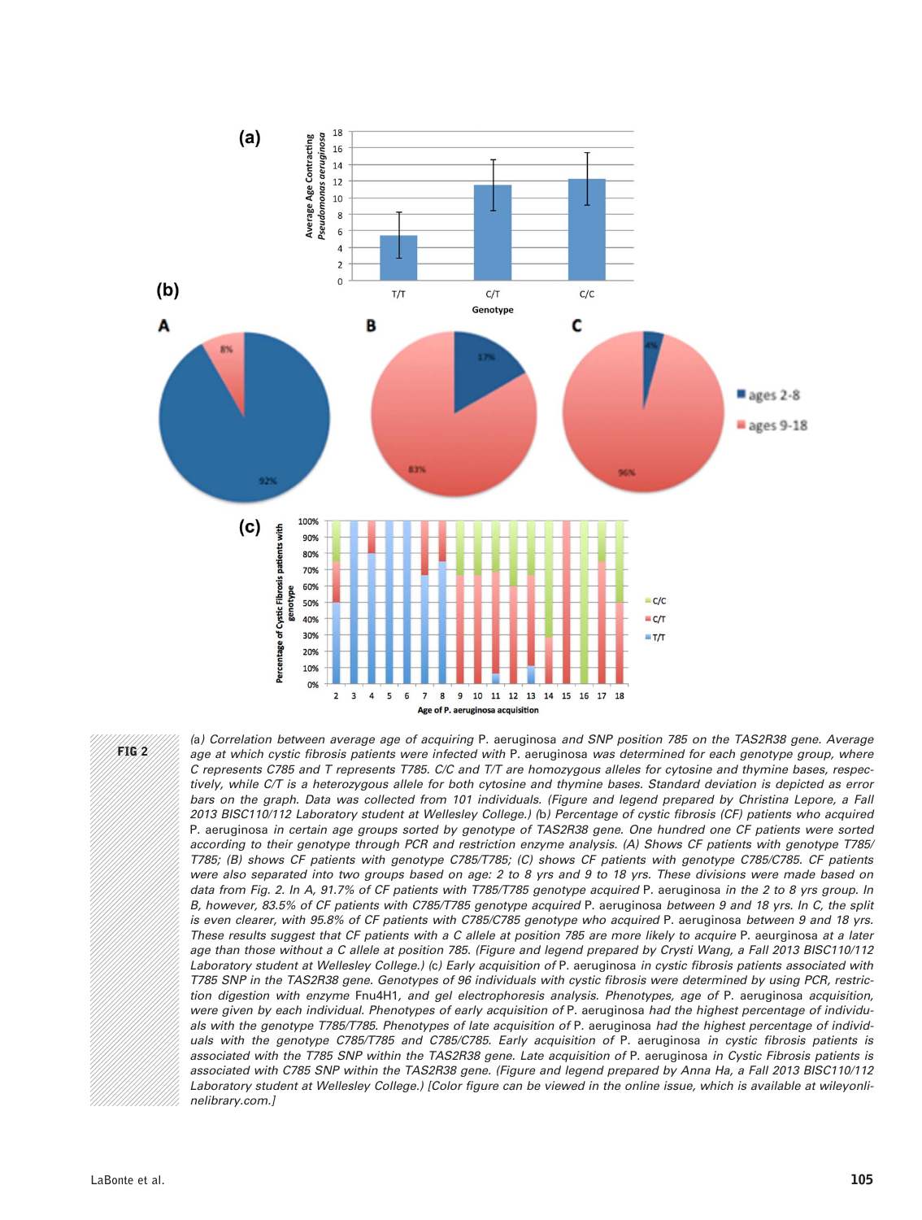FIG 2

(a) Correlation between average age of acquiring *P. aeruginosa* and SNP position 785 on the TAS2R38 gene. Average age at which cystic fibrosis patients were infected with *P. aeruginosa* was determined for each genotype group, where C represents C785 and T represents T785. C/C and T/T are homozygous alleles for cytosine and thymine bases, respectively, while C/T is a heterozygous allele for both cytosine and thymine bases. Standard deviation is depicted as error bars on the graph. Data was collected from 101 individuals. (Figure and legend prepared by Christina Lepore, a Fall 2013 BISC110/112 Laboratory student at Wellesley College.) (b) Percentage of cystic fibrosis (CF) patients who acquired *P. aeruginosa* in certain age groups sorted by genotype of TAS2R38 gene. One hundred one CF patients were sorted according to their genotype through PCR and restriction enzyme analysis. (A) Shows CF patients with genotype T785/T785; (B) shows CF patients with genotype C785/T785; (C) shows CF patients with genotype C785/C785. CF patients were also separated into two groups based on age: 2 to 8 yrs and 9 to 18 yrs. These divisions were made based on data from Fig. 2. In A, 91.7% of CF patients with T785/T785 genotype acquired *P. aeruginosa* in the 2 to 8 yrs group. In B, however, 83.5% of CF patients with C785/T785 genotype acquired *P. aeruginosa* between 9 and 18 yrs. In C, the split is even clearer, with 95.8% of CF patients with C785/C785 genotype who acquired *P. aeruginosa* between 9 and 18 yrs. These results suggest that CF patients with a C allele at position 785 are more likely to acquire *P. aeruginosa* at a later age than those without a C allele at position 785. (Figure and legend prepared by Crysti Wang, a Fall 2013 BISC110/112 Laboratory student at Wellesley College.) (c) Early acquisition of *P. aeruginosa* in cystic fibrosis patients associated with T785 SNP in the TAS2R38 gene. Genotypes of 96 individuals with cystic fibrosis were determined by using PCR, restriction digestion with enzyme Fnu4H1, and gel electrophoresis analysis. Phenotypes, age of *P. aeruginosa* acquisition, were given by each individual. Phenotypes of early acquisition of *P. aeruginosa* had the highest percentage of individuals with the genotype T785/T785. Phenotypes of late acquisition of *P. aeruginosa* had the highest percentage of individuals with the genotype C785/T785 and C785/C785. Early acquisition of *P. aeruginosa* in cystic fibrosis patients is associated with the T785 SNP within the TAS2R38 gene. Late acquisition of *P. aeruginosa* in Cystic Fibrosis patients is associated with C785 SNP within the TAS2R38 gene. (Figure and legend prepared by Anna Ha, a Fall 2013 BISC110/112 Laboratory student at Wellesley College.) [Color figure can be viewed in the online issue, which is available at wileyonlinelibrary.com.]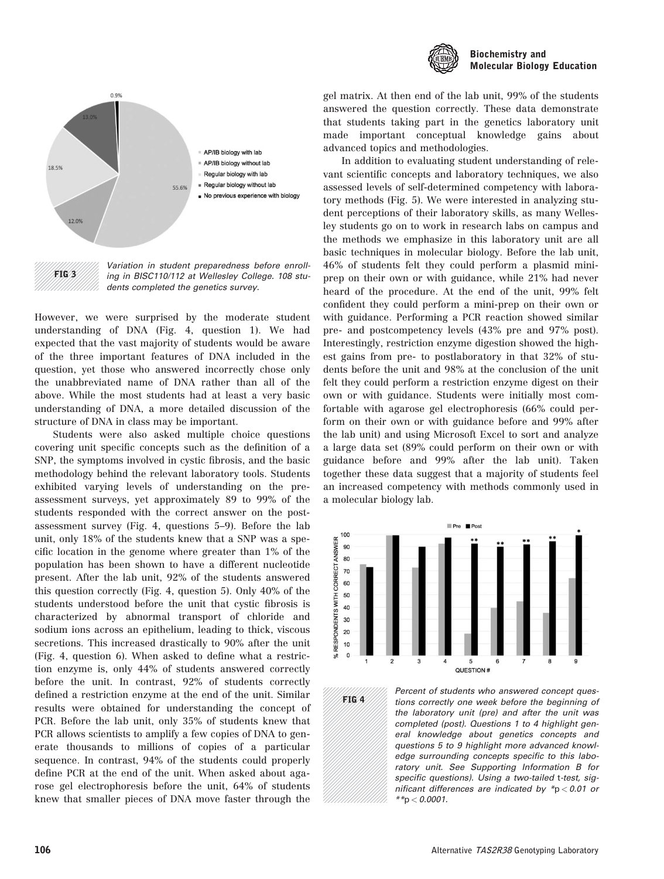FIG 3 Variation in student preparedness before enrolling in BISC110/112 at Wellesley College. 108 students completed the genetics survey.

However, we were surprised by the moderate student understanding of DNA (Fig. 4, question 1). We had expected that the vast majority of students would be aware of the three important features of DNA included in the question, yet those who answered incorrectly chose only the unabbreviated name of DNA rather than all of the above. While the most students had at least a very basic understanding of DNA, a more detailed discussion of the structure of DNA in class may be important.

Students were also asked multiple choice questions covering unit specific concepts such as the definition of a SNP, the symptoms involved in cystic fibrosis, and the basic methodology behind the relevant laboratory tools. Students exhibited varying levels of understanding on the pre-assessment surveys, yet approximately 89 to 99% of the students responded with the correct answer on the post-assessment survey (Fig. 4, questions 5–9). Before the lab unit, only 18% of the students knew that a SNP was a specific location in the genome where greater than 1% of the population has been shown to have a different nucleotide present. After the lab unit, 92% of the students answered this question correctly (Fig. 4, question 5). Only 40% of the students understood before the unit that cystic fibrosis is characterized by abnormal transport of chloride and sodium ions across an epithelium, leading to thick, viscous secretions. This increased drastically to 90% after the unit (Fig. 4, question 6). When asked to define what a restriction enzyme is, only 44% of students answered correctly before the unit. In contrast, 92% of students correctly defined a restriction enzyme at the end of the unit. Similar results were obtained for understanding the concept of PCR. Before the lab unit, only 35% of students knew that PCR allows scientists to amplify a few copies of DNA to generate thousands to millions of copies of a particular sequence. In contrast, 94% of the students could properly define PCR at the end of the unit. When asked about agarose gel electrophoresis before the unit, 64% of students knew that smaller pieces of DNA move faster through the gel matrix. At then end of the lab unit, 99% of the students answered the question correctly. These data demonstrate that students taking part in the genetics laboratory unit made important conceptual knowledge gains about advanced topics and methodologies.

In addition to evaluating student understanding of relevant scientific concepts and laboratory techniques, we also assessed levels of self-determined competency with laboratory methods (Fig. 5). We were interested in analyzing student perceptions of their laboratory skills, as many Wellesley students go on to work in research labs on campus and the methods we emphasize in this laboratory unit are all basic techniques in molecular biology. Before the lab unit, 46% of students felt they could perform a plasmid mini-prep on their own or with guidance, while 21% had never heard of the procedure. At the end of the unit, 99% felt confident they could perform a mini-prep on their own or with guidance. Performing a PCR reaction showed similar pre- and postcompetency levels (43% pre and 97% post). Interestingly, restriction enzyme digestion showed the highest gains from pre- to postlaboratory in that 32% of students before the unit and 98% at the conclusion of the unit felt they could perform a restriction enzyme digest on their own or with guidance. Students were initially most comfortable with agarose gel electrophoresis (66% could perform on their own or with guidance before and 99% after the lab unit) and using Microsoft Excel to sort and analyze a large data set (89% could perform on their own or with guidance before and 99% after the lab unit). Taken together these data suggest that a majority of students feel an increased competency with methods commonly used in a molecular biology lab.

FIG 4 Percent of students who answered concept questions correctly one week before the beginning of the laboratory unit (pre) and after the unit was completed (post). Questions 1 to 4 highlight general knowledge about genetics concepts and questions 5 to 9 highlight more advanced knowledge surrounding concepts specific to this laboratory unit. See Supporting Information B for specific questions). Using a two-tailed t-test, significant differences are indicated by $*p < 0.01$ or $**p < 0.0001$.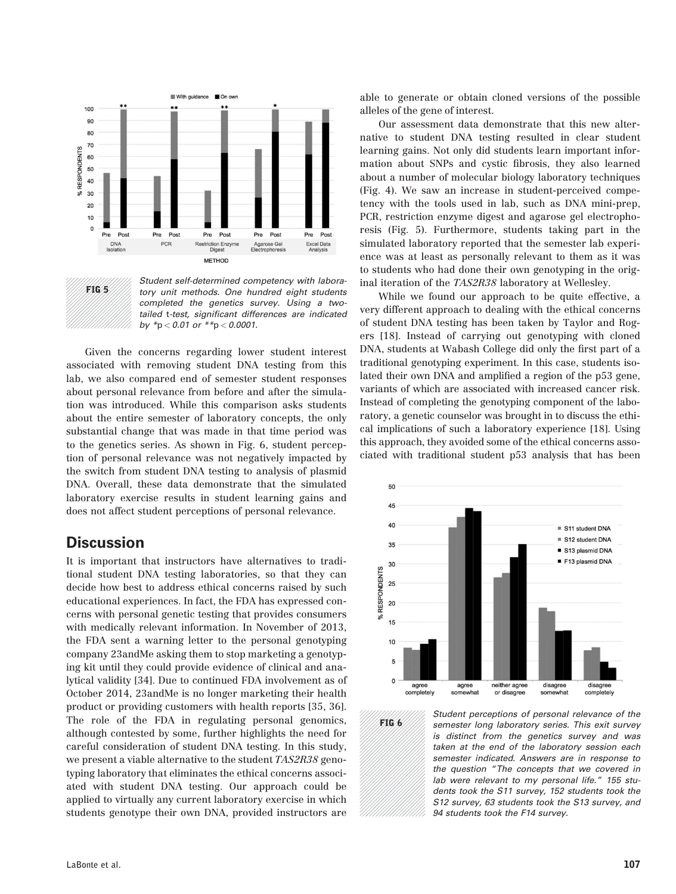FIG 5 Student self-determined competency with laboratory unit methods. One hundred eight students completed the genetics survey. Using a two-tailed t-test, significant differences are indicated by $*p < 0.01$ or $**p < 0.0001$.

Given the concerns regarding lower student interest associated with removing student DNA testing from this lab, we also compared end of semester student responses about personal relevance from before and after the simulation was introduced. While this comparison asks students about the entire semester of laboratory concepts, the only substantial change that was made in that time period was to the genetics series. As shown in Fig. 6, student perception of personal relevance was not negatively impacted by the switch from student DNA testing to analysis of plasmid DNA. Overall, these data demonstrate that the simulated laboratory exercise results in student learning gains and does not affect student perceptions of personal relevance.

## Discussion

It is important that instructors have alternatives to traditional student DNA testing laboratories, so that they can decide how best to address ethical concerns raised by such educational experiences. In fact, the FDA has expressed concerns with personal genetic testing that provides consumers with medically relevant information. In November of 2013, the FDA sent a warning letter to the personal genotyping company 23andMe asking them to stop marketing a genotyping kit until they could provide evidence of clinical and analytical validity [34]. Due to continued FDA involvement as of October 2014, 23andMe is no longer marketing their health product or providing customers with health reports [35, 36]. The role of the FDA in regulating personal genomics, although contested by some, further highlights the need for careful consideration of student DNA testing. In this study, we present a viable alternative to the student *TAS2R38* genotyping laboratory that eliminates the ethical concerns associated with student DNA testing. Our approach could be applied to virtually any current laboratory exercise in which students genotype their own DNA, provided instructors are able to generate or obtain cloned versions of the possible alleles of the gene of interest.

Our assessment data demonstrate that this new alternative to student DNA testing resulted in clear student learning gains. Not only did students learn important information about SNPs and cystic fibrosis, they also learned about a number of molecular biology laboratory techniques (Fig. 4). We saw an increase in student-perceived competency with the tools used in lab, such as DNA mini-prep, PCR, restriction enzyme digest and agarose gel electrophoresis (Fig. 5). Furthermore, students taking part in the simulated laboratory reported that the semester lab experience was at least as personally relevant to them as it was to students who had done their own genotyping in the original iteration of the *TAS2R38* laboratory at Wellesley.

While we found our approach to be quite effective, a very different approach to dealing with the ethical concerns of student DNA testing has been taken by Taylor and Rogers [18]. Instead of carrying out genotyping with cloned DNA, students at Wabash College did only the first part of a traditional genotyping experiment. In this case, students isolated their own DNA and amplified a region of the p53 gene, variants of which are associated with increased cancer risk. Instead of completing the genotyping component of the laboratory, a genetic counselor was brought in to discuss the ethical implications of such a laboratory experience [18]. Using this approach, they avoided some of the ethical concerns associated with traditional student p53 analysis that has been

FIG 6 Student perceptions of personal relevance of the semester long laboratory series. This exit survey is distinct from the genetics survey and was taken at the end of the laboratory session each semester indicated. Answers are in response to the question "The concepts that we covered in lab were relevant to my personal life." 155 students took the S11 survey, 152 students took the S12 survey, 63 students took the S13 survey, and 94 students took the F14 survey.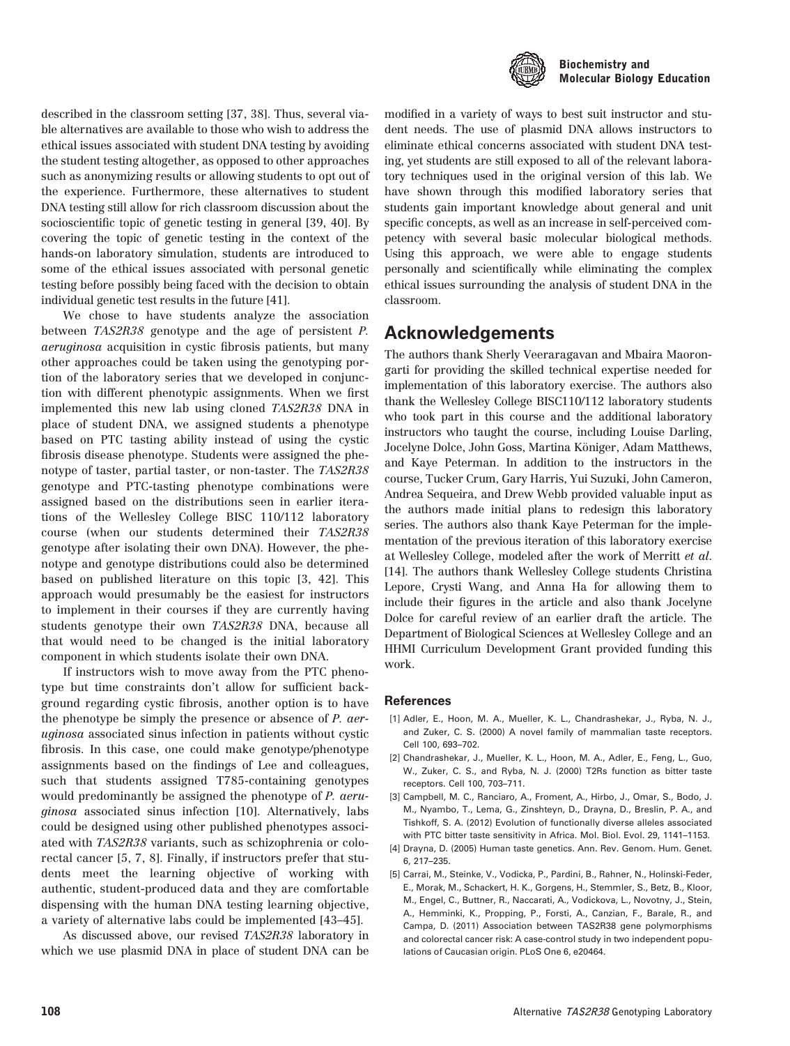described in the classroom setting [37, 38]. Thus, several viable alternatives are available to those who wish to address the ethical issues associated with student DNA testing by avoiding the student testing altogether, as opposed to other approaches such as anonymizing results or allowing students to opt out of the experience. Furthermore, these alternatives to student DNA testing still allow for rich classroom discussion about the socioscientific topic of genetic testing in general [39, 40]. By covering the topic of genetic testing in the context of the hands-on laboratory simulation, students are introduced to some of the ethical issues associated with personal genetic testing before possibly being faced with the decision to obtain individual genetic test results in the future [41].

We chose to have students analyze the association between *TAS2R38* genotype and the age of persistent *P. aeruginosa* acquisition in cystic fibrosis patients, but many other approaches could be taken using the genotyping portion of the laboratory series that we developed in conjunction with different phenotypic assignments. When we first implemented this new lab using cloned *TAS2R38* DNA in place of student DNA, we assigned students a phenotype based on PTC tasting ability instead of using the cystic fibrosis disease phenotype. Students were assigned the phenotype of taster, partial taster, or non-taster. The *TAS2R38* genotype and PTC-tasting phenotype combinations were assigned based on the distributions seen in earlier iterations of the Wellesley College BISC 110/112 laboratory course (when our students determined their *TAS2R38* genotype after isolating their own DNA). However, the phenotype and genotype distributions could also be determined based on published literature on this topic [3, 42]. This approach would presumably be the easiest for instructors to implement in their courses if they are currently having students genotype their own *TAS2R38* DNA, because all that would need to be changed is the initial laboratory component in which students isolate their own DNA.

If instructors wish to move away from the PTC phenotype but time constraints don't allow for sufficient background regarding cystic fibrosis, another option is to have the phenotype be simply the presence or absence of *P. aeruginosa* associated sinus infection in patients without cystic fibrosis. In this case, one could make genotype/phenotype assignments based on the findings of Lee and colleagues, such that students assigned T785-containing genotypes would predominantly be assigned the phenotype of *P. aeruginosa* associated sinus infection [10]. Alternatively, labs could be designed using other published phenotypes associated with *TAS2R38* variants, such as schizophrenia or colorectal cancer [5, 7, 8]. Finally, if instructors prefer that students meet the learning objective of working with authentic, student-produced data and they are comfortable dispensing with the human DNA testing learning objective, a variety of alternative labs could be implemented [43–45].

As discussed above, our revised *TAS2R38* laboratory in which we use plasmid DNA in place of student DNA can be modified in a variety of ways to best suit instructor and student needs. The use of plasmid DNA allows instructors to eliminate ethical concerns associated with student DNA testing, yet students are still exposed to all of the relevant laboratory techniques used in the original version of this lab. We have shown through this modified laboratory series that students gain important knowledge about general and unit specific concepts, as well as an increase in self-perceived competency with several basic molecular biological methods. Using this approach, we were able to engage students personally and scientifically while eliminating the complex ethical issues surrounding the analysis of student DNA in the classroom.

## Acknowledgements

The authors thank Sherly Veeraragavan and Mbaira Maorongarti for providing the skilled technical expertise needed for implementation of this laboratory exercise. The authors also thank the Wellesley College BISC110/112 laboratory students who took part in this course and the additional laboratory instructors who taught the course, including Louise Darling, Jocelyne Dolce, John Goss, Martina Königer, Adam Matthews, and Kaye Peterman. In addition to the instructors in the course, Tucker Crum, Gary Harris, Yui Suzuki, John Cameron, Andrea Sequeira, and Drew Webb provided valuable input as the authors made initial plans to redesign this laboratory series. The authors also thank Kaye Peterman for the implementation of the previous iteration of this laboratory exercise at Wellesley College, modeled after the work of Merritt *et al.* [14]. The authors thank Wellesley College students Christina Lepore, Crysti Wang, and Anna Ha for allowing them to include their figures in the article and also thank Jocelyne Dolce for careful review of an earlier draft the article. The Department of Biological Sciences at Wellesley College and an HHMI Curriculum Development Grant provided funding this work.

### References

[1] Adler, E., Hoon, M. A., Mueller, K. L., Chandrashekar, J., Ryba, N. J., and Zuker, C. S. (2000) A novel family of mammalian taste receptors. Cell 100, 693–702.

[2] Chandrashekar, J., Mueller, K. L., Hoon, M. A., Adler, E., Feng, L., Guo, W., Zuker, C. S., and Ryba, N. J. (2000) T2Rs function as bitter taste receptors. Cell 100, 703–711.

[3] Campbell, M. C., Ranciaro, A., Froment, A., Hirbo, J., Omar, S., Bodo, J. M., Nyambo, T., Lema, G., Zinshteyn, D., Drayna, D., Breslin, P. A., and Tishkoff, S. A. (2012) Evolution of functionally diverse alleles associated with PTC bitter taste sensitivity in Africa. Mol. Biol. Evol. 29, 1141–1153.

[4] Drayna, D. (2005) Human taste genetics. Ann. Rev. Genom. Hum. Genet. 6, 217–235.

[5] Carrai, M., Steinke, V., Vodicka, P., Pardini, B., Rahner, N., Holinski-Feder, E., Morak, M., Schackert, H. K., Gorgens, H., Stemmler, S., Betz, B., Kloor, M., Engel, C., Buttner, R., Naccarati, A., Vodickova, L., Novotny, J., Stein, A., Hemminki, K., Propping, P., Forsti, A., Canzian, F., Barale, R., and Campa, D. (2011) Association between TAS2R38 gene polymorphisms and colorectal cancer risk: A case-control study in two independent populations of Caucasian origin. PLoS One 6, e20464.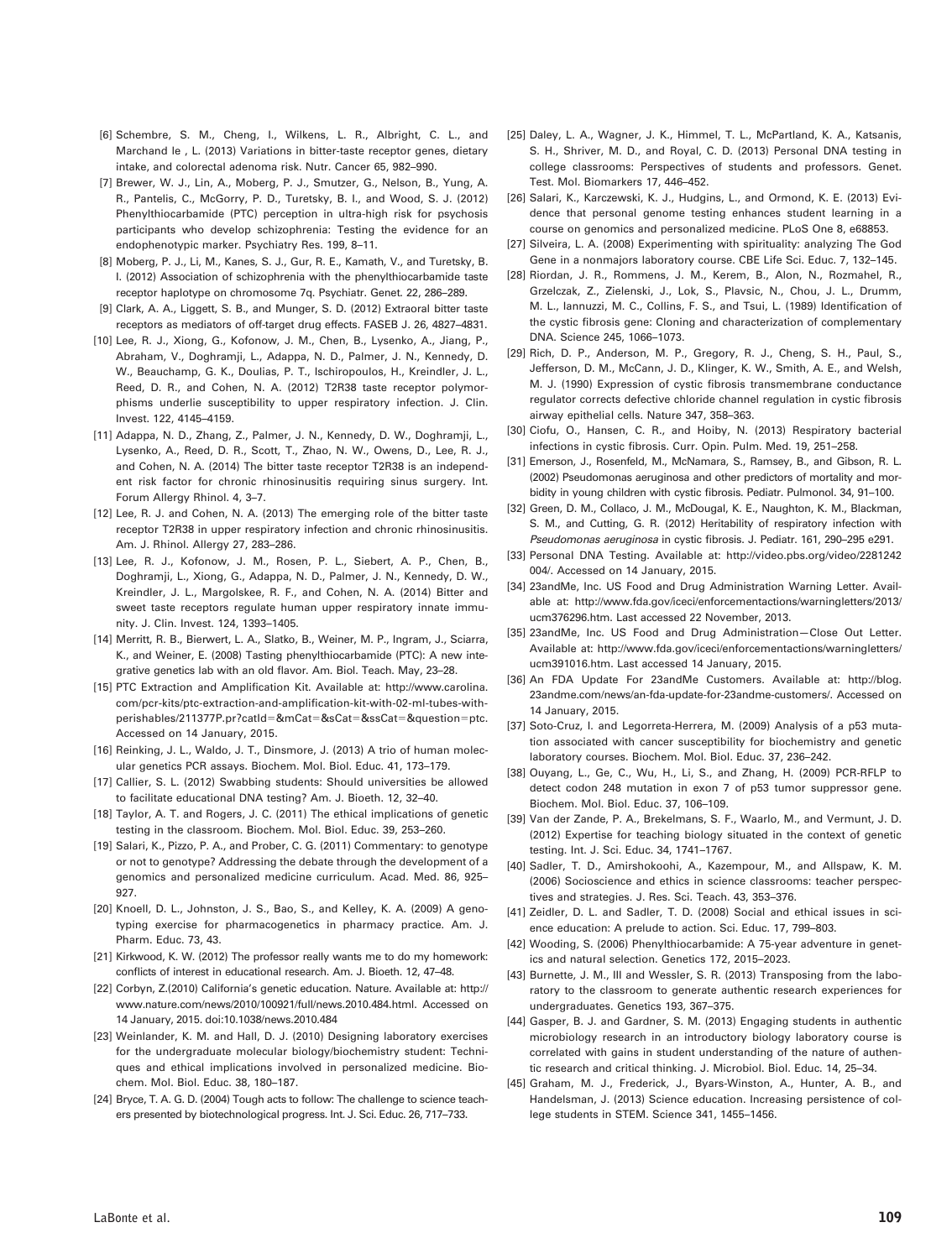[6] Schembre, S. M., Cheng, I., Wilkens, L. R., Albright, C. L., and Marchand le , L. (2013) Variations in bitter-taste receptor genes, dietary intake, and colorectal adenoma risk. Nutr. Cancer 65, 982–990.

[7] Brewer, W. J., Lin, A., Moberg, P. J., Smutzer, G., Nelson, B., Yung, A. R., Pantelis, C., McGorry, P. D., Turetsky, B. I., and Wood, S. J. (2012) Phenylthiocarbamide (PTC) perception in ultra-high risk for psychosis participants who develop schizophrenia: Testing the evidence for an endophenotypic marker. Psychiatry Res. 199, 8–11.

[8] Moberg, P. J., Li, M., Kanes, S. J., Gur, R. E., Kamath, V., and Turetsky, B. I. (2012) Association of schizophrenia with the phenylthiocarbamide taste receptor haplotype on chromosome 7q. Psychiatr. Genet. 22, 286–289.

[9] Clark, A. A., Liggett, S. B., and Munger, S. D. (2012) Extraoral bitter taste receptors as mediators of off-target drug effects. FASEB J. 26, 4827–4831.

[10] Lee, R. J., Xiong, G., Kofonow, J. M., Chen, B., Lysenko, A., Jiang, P., Abraham, V., Doghramji, L., Adappa, N. D., Palmer, J. N., Kennedy, D. W., Beauchamp, G. K., Doulias, P. T., Ischiropoulos, H., Kreindler, J. L., Reed, D. R., and Cohen, N. A. (2012) T2R38 taste receptor polymorphisms underlie susceptibility to upper respiratory infection. J. Clin. Invest. 122, 4145–4159.

[11] Adappa, N. D., Zhang, Z., Palmer, J. N., Kennedy, D. W., Doghramji, L., Lysenko, A., Reed, D. R., Scott, T., Zhao, N. W., Owens, D., Lee, R. J., and Cohen, N. A. (2014) The bitter taste receptor T2R38 is an independent risk factor for chronic rhinosinusitis requiring sinus surgery. Int. Forum Allergy Rhinol. 4, 3–7.

[12] Lee, R. J. and Cohen, N. A. (2013) The emerging role of the bitter taste receptor T2R38 in upper respiratory infection and chronic rhinosinusitis. Am. J. Rhinol. Allergy 27, 283–286.

[13] Lee, R. J., Kofonow, J. M., Rosen, P. L., Siebert, A. P., Chen, B., Doghramji, L., Xiong, G., Adappa, N. D., Palmer, J. N., Kennedy, D. W., Kreindler, J. L., Margolskee, R. F., and Cohen, N. A. (2014) Bitter and sweet taste receptors regulate human upper respiratory innate immunity. J. Clin. Invest. 124, 1393–1405.

[14] Merritt, R. B., Bierwert, L. A., Slatko, B., Weiner, M. P., Ingram, J., Sciarra, K., and Weiner, E. (2008) Tasting phenylthiocarbamide (PTC): A new integrative genetics lab with an old flavor. Am. Biol. Teach. May, 23–28.

[15] PTC Extraction and Amplification Kit. Available at: http://www.carolina.com/pcr-kits/ptc-extraction-and-amplification-kit-with-02-ml-tubes-with-perishables/211377P.pr?catId=&mCat=&sCat=&ssCat=&question=ptc. Accessed on 14 January, 2015.

[16] Reinking, J. L., Waldo, J. T., Dinsmore, J. (2013) A trio of human molecular genetics PCR assays. Biochem. Mol. Biol. Educ. 41, 173–179.

[17] Callier, S. L. (2012) Swabbing students: Should universities be allowed to facilitate educational DNA testing? Am. J. Bioeth. 12, 32–40.

[18] Taylor, A. T. and Rogers, J. C. (2011) The ethical implications of genetic testing in the classroom. Biochem. Mol. Biol. Educ. 39, 253–260.

[19] Salari, K., Pizzo, P. A., and Prober, C. G. (2011) Commentary: to genotype or not to genotype? Addressing the debate through the development of a genomics and personalized medicine curriculum. Acad. Med. 86, 925–927.

[20] Knoell, D. L., Johnston, J. S., Bao, S., and Kelley, K. A. (2009) A genotyping exercise for pharmacogenetics in pharmacy practice. Am. J. Pharm. Educ. 73, 43.

[21] Kirkwood, K. W. (2012) The professor really wants me to do my homework: conflicts of interest in educational research. Am. J. Bioeth. 12, 47–48.

[22] Corbyn, Z.(2010) California's genetic education. Nature. Available at: http://www.nature.com/news/2010/100921/full/news.2010.484.html. Accessed on 14 January, 2015. doi:10.1038/news.2010.484

[23] Weinlander, K. M. and Hall, D. J. (2010) Designing laboratory exercises for the undergraduate molecular biology/biochemistry student: Techniques and ethical implications involved in personalized medicine. Biochem. Mol. Biol. Educ. 38, 180–187.

[24] Bryce, T. A. G. D. (2004) Tough acts to follow: The challenge to science teachers presented by biotechnological progress. Int. J. Sci. Educ. 26, 717–733.

[25] Daley, L. A., Wagner, J. K., Himmel, T. L., McPartland, K. A., Katsanis, S. H., Shriver, M. D., and Royal, C. D. (2013) Personal DNA testing in college classrooms: Perspectives of students and professors. Genet. Test. Mol. Biomarkers 17, 446–452.

[26] Salari, K., Karczewski, K. J., Hudgins, L., and Ormond, K. E. (2013) Evidence that personal genome testing enhances student learning in a course on genomics and personalized medicine. PLoS One 8, e68853.

[27] Silveira, L. A. (2008) Experimenting with spirituality: analyzing The God Gene in a nonmajors laboratory course. CBE Life Sci. Educ. 7, 132–145.

[28] Riordan, J. R., Rommens, J. M., Kerem, B., Alon, N., Rozmahel, R., Grzelczak, Z., Zielenski, J., Lok, S., Plavsic, N., Chou, J. L., Drumm, M. L., Iannuzzi, M. C., Collins, F. S., and Tsui, L. (1989) Identification of the cystic fibrosis gene: Cloning and characterization of complementary DNA. Science 245, 1066–1073.

[29] Rich, D. P., Anderson, M. P., Gregory, R. J., Cheng, S. H., Paul, S., Jefferson, D. M., McCann, J. D., Klinger, K. W., Smith, A. E., and Welsh, M. J. (1990) Expression of cystic fibrosis transmembrane conductance regulator corrects defective chloride channel regulation in cystic fibrosis airway epithelial cells. Nature 347, 358–363.

[30] Ciofu, O., Hansen, C. R., and Hoiby, N. (2013) Respiratory bacterial infections in cystic fibrosis. Curr. Opin. Pulm. Med. 19, 251–258.

[31] Emerson, J., Rosenfeld, M., McNamara, S., Ramsey, B., and Gibson, R. L. (2002) Pseudomonas aeruginosa and other predictors of mortality and morbidity in young children with cystic fibrosis. Pediatr. Pulmonol. 34, 91–100.

[32] Green, D. M., Collaco, J. M., McDougal, K. E., Naughton, K. M., Blackman, S. M., and Cutting, G. R. (2012) Heritability of respiratory infection with *Pseudomonas aeruginosa* in cystic fibrosis. J. Pediatr. 161, 290–295 e291.

[33] Personal DNA Testing. Available at: http://video.pbs.org/video/2281242004/. Accessed on 14 January, 2015.

[34] 23andMe, Inc. US Food and Drug Administration Warning Letter. Available at: http://www.fda.gov/iceci/enforcementactions/warningletters/2013/ucm376296.htm. Last accessed 22 November, 2013.

[35] 23andMe, Inc. US Food and Drug Administration—Close Out Letter. Available at: http://www.fda.gov/iceci/enforcementactions/warningletters/ucm391016.htm. Last accessed 14 January, 2015.

[36] An FDA Update For 23andMe Customers. Available at: http://blog.23andme.com/news/an-fda-update-for-23andme-customers/. Accessed on 14 January, 2015.

[37] Soto-Cruz, I. and Legorreta-Herrera, M. (2009) Analysis of a p53 mutation associated with cancer susceptibility for biochemistry and genetic laboratory courses. Biochem. Mol. Biol. Educ. 37, 236–242.

[38] Ouyang, L., Ge, C., Wu, H., Li, S., and Zhang, H. (2009) PCR-RFLP to detect codon 248 mutation in exon 7 of p53 tumor suppressor gene. Biochem. Mol. Biol. Educ. 37, 106–109.

[39] Van der Zande, P. A., Brekelmans, S. F., Waarlo, M., and Vermunt, J. D. (2012) Expertise for teaching biology situated in the context of genetic testing. Int. J. Sci. Educ. 34, 1741–1767.

[40] Sadler, T. D., Amirshokoohi, A., Kazempour, M., and Allspaw, K. M. (2006) Socioscience and ethics in science classrooms: teacher perspectives and strategies. J. Res. Sci. Teach. 43, 353–376.

[41] Zeidler, D. L. and Sadler, T. D. (2008) Social and ethical issues in science education: A prelude to action. Sci. Educ. 17, 799–803.

[42] Wooding, S. (2006) Phenylthiocarbamide: A 75-year adventure in genetics and natural selection. Genetics 172, 2015–2023.

[43] Burnette, J. M., III and Wessler, S. R. (2013) Transposing from the laboratory to the classroom to generate authentic research experiences for undergraduates. Genetics 193, 367–375.

[44] Gasper, B. J. and Gardner, S. M. (2013) Engaging students in authentic microbiology research in an introductory biology laboratory course is correlated with gains in student understanding of the nature of authentic research and critical thinking. J. Microbiol. Biol. Educ. 14, 25–34.

[45] Graham, M. J., Frederick, J., Byars-Winston, A., Hunter, A. B., and Handelsman, J. (2013) Science education. Increasing persistence of college students in STEM. Science 341, 1455–1456.